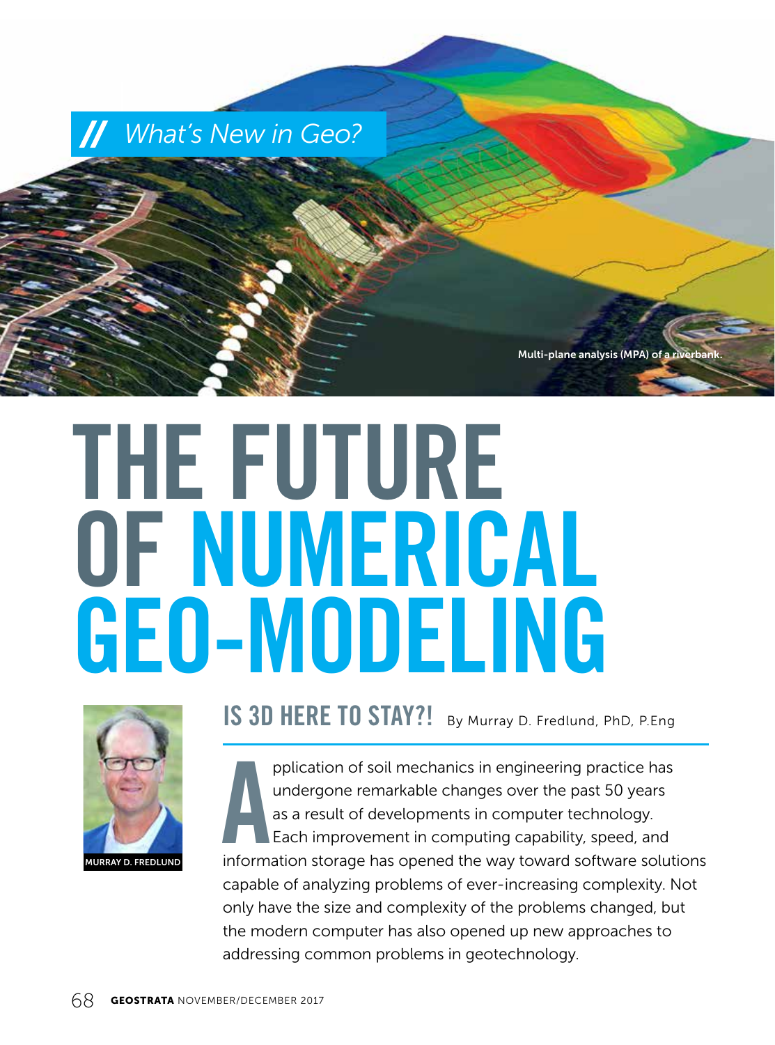*What's New in Geo?*

Multi-plane analysis (MPA) of a riverbank.

# THE FUTURE OF NUMERICAL GEO-MODELING

## IS 3D HERE TO STAY?!

By Murray D. Fredlund, PhD, P.Eng

MURRAY D. FREDLUND

Application of soil mechanics in engineering practice has undergone remarkable changes over the past 50 years as a result of developments in computer technology. Each improvement in computing capability, speed, and information storage has opened the way toward software solutions capable of analyzing problems of ever-increasing complexity. Not only have the size and complexity of the problems changed, but the modern computer has also opened up new approaches to addressing common problems in geotechnology.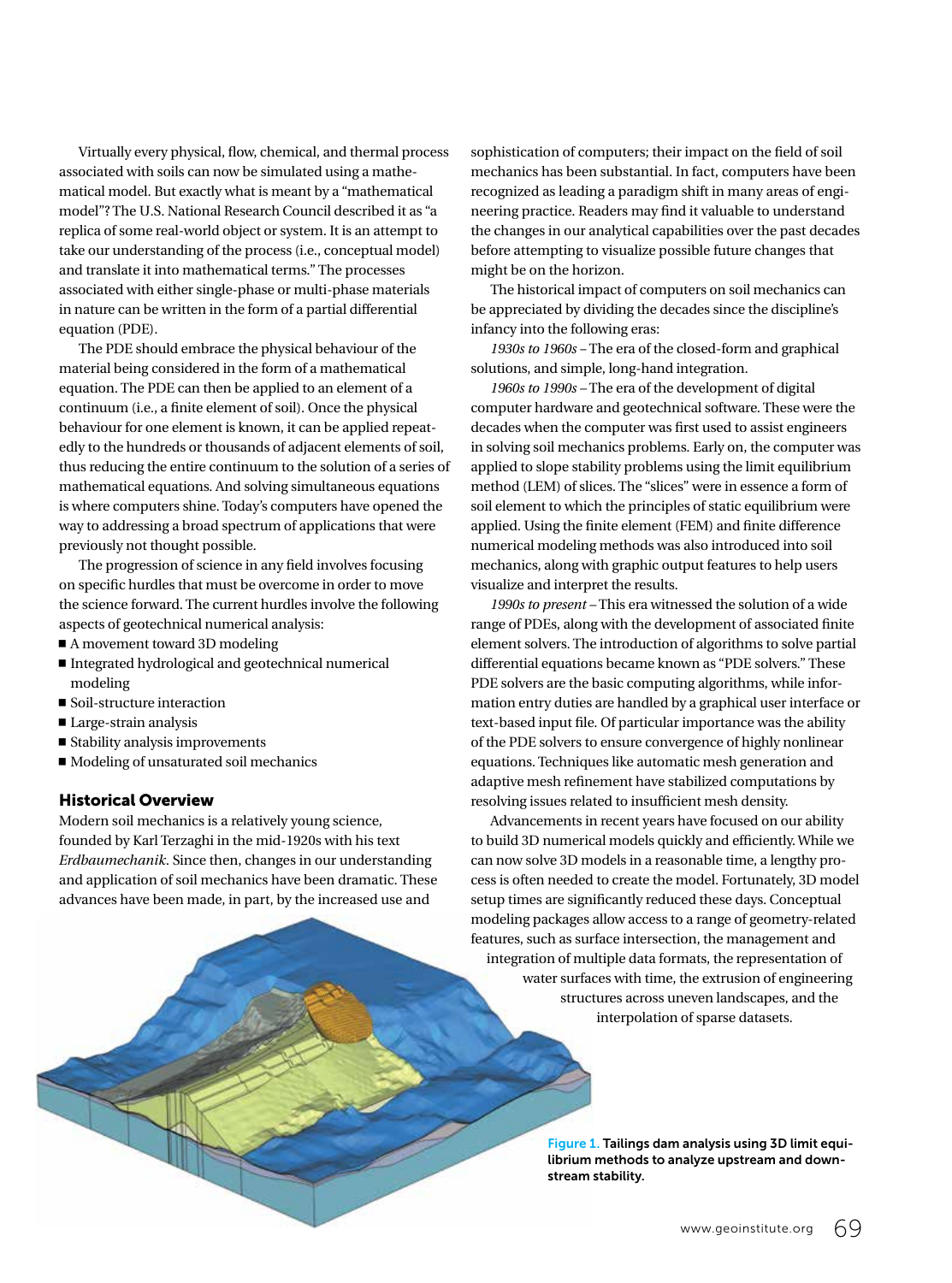Virtually every physical, flow, chemical, and thermal process associated with soils can now be simulated using a mathematical model. But exactly what is meant by a "mathematical model"? The U.S. National Research Council described it as "a replica of some real-world object or system. It is an attempt to take our understanding of the process (i.e., conceptual model) and translate it into mathematical terms." The processes associated with either single-phase or multi-phase materials in nature can be written in the form of a partial differential equation (PDE).

The PDE should embrace the physical behaviour of the material being considered in the form of a mathematical equation. The PDE can then be applied to an element of a continuum (i.e., a finite element of soil). Once the physical behaviour for one element is known, it can be applied repeatedly to the hundreds or thousands of adjacent elements of soil, thus reducing the entire continuum to the solution of a series of mathematical equations. And solving simultaneous equations is where computers shine. Today's computers have opened the way to addressing a broad spectrum of applications that were previously not thought possible.

The progression of science in any field involves focusing on specific hurdles that must be overcome in order to move the science forward. The current hurdles involve the following aspects of geotechnical numerical analysis:

- A movement toward 3D modeling
- Integrated hydrological and geotechnical numerical modeling
- Soil-structure interaction
- Large-strain analysis
- Stability analysis improvements
- Modeling of unsaturated soil mechanics

## Historical Overview

Modern soil mechanics is a relatively young science, founded by Karl Terzaghi in the mid-1920s with his text *Erdbaumechanik*. Since then, changes in our understanding and application of soil mechanics have been dramatic. These advances have been made, in part, by the increased use and sophistication of computers; their impact on the field of soil mechanics has been substantial. In fact, computers have been recognized as leading a paradigm shift in many areas of engineering practice. Readers may find it valuable to understand the changes in our analytical capabilities over the past decades before attempting to visualize possible future changes that might be on the horizon.

The historical impact of computers on soil mechanics can be appreciated by dividing the decades since the discipline's infancy into the following eras:

*1930s to 1960s* – The era of the closed-form and graphical solutions, and simple, long-hand integration.

*1960s to 1990s* – The era of the development of digital computer hardware and geotechnical software. These were the decades when the computer was first used to assist engineers in solving soil mechanics problems. Early on, the computer was applied to slope stability problems using the limit equilibrium method (LEM) of slices. The "slices" were in essence a form of soil element to which the principles of static equilibrium were applied. Using the finite element (FEM) and finite difference numerical modeling methods was also introduced into soil mechanics, along with graphic output features to help users visualize and interpret the results.

*1990s to present* – This era witnessed the solution of a wide range of PDEs, along with the development of associated finite element solvers. The introduction of algorithms to solve partial differential equations became known as "PDE solvers." These PDE solvers are the basic computing algorithms, while information entry duties are handled by a graphical user interface or text-based input file. Of particular importance was the ability of the PDE solvers to ensure convergence of highly nonlinear equations. Techniques like automatic mesh generation and adaptive mesh refinement have stabilized computations by resolving issues related to insufficient mesh density.

Advancements in recent years have focused on our ability to build 3D numerical models quickly and efficiently. While we can now solve 3D models in a reasonable time, a lengthy process is often needed to create the model. Fortunately, 3D model setup times are significantly reduced these days. Conceptual modeling packages allow access to a range of geometry-related features, such as surface intersection, the management and integration of multiple data formats, the representation of water surfaces with time, the extrusion of engineering structures across uneven landscapes, and the interpolation of sparse datasets.

**Figure 1.** **Tailings dam analysis using 3D limit equilibrium methods to analyze upstream and downstream stability.**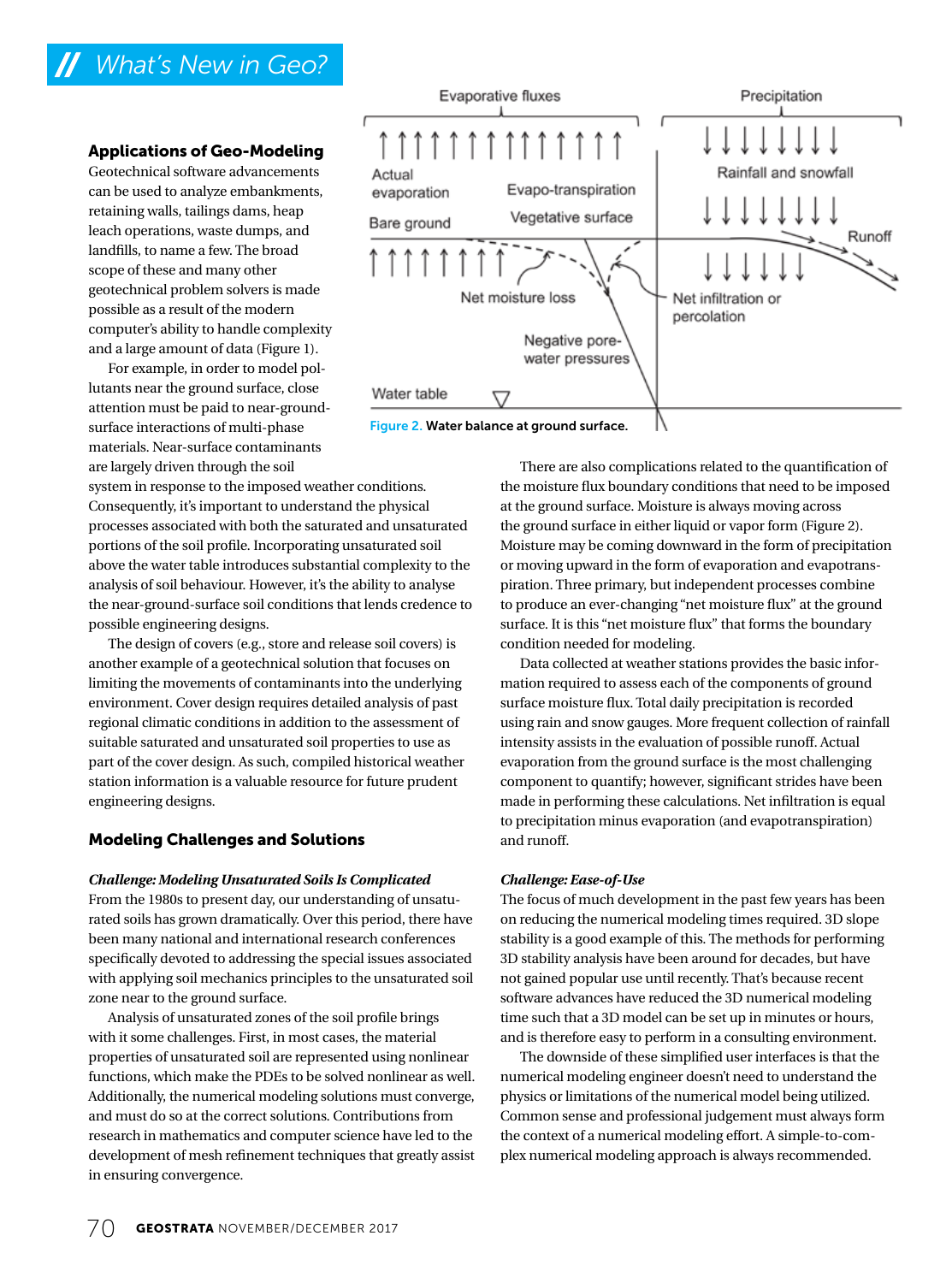## Applications of Geo-Modeling

Geotechnical software advancements can be used to analyze embankments, retaining walls, tailings dams, heap leach operations, waste dumps, and landfills, to name a few. The broad scope of these and many other geotechnical problem solvers is made possible as a result of the modern computer's ability to handle complexity and a large amount of data (Figure 1).

For example, in order to model pollutants near the ground surface, close attention must be paid to near-ground-surface interactions of multi-phase materials. Near-surface contaminants are largely driven through the soil system in response to the imposed weather conditions. Consequently, it's important to understand the physical processes associated with both the saturated and unsaturated portions of the soil profile. Incorporating unsaturated soil above the water table introduces substantial complexity to the analysis of soil behaviour. However, it's the ability to analyse the near-ground-surface soil conditions that lends credence to possible engineering designs.

The design of covers (e.g., store and release soil covers) is another example of a geotechnical solution that focuses on limiting the movements of contaminants into the underlying environment. Cover design requires detailed analysis of past regional climatic conditions in addition to the assessment of suitable saturated and unsaturated soil properties to use as part of the cover design. As such, compiled historical weather station information is a valuable resource for future prudent engineering designs.

## Modeling Challenges and Solutions

***Challenge: Modeling Unsaturated Soils Is Complicated***

From the 1980s to present day, our understanding of unsaturated soils has grown dramatically. Over this period, there have been many national and international research conferences specifically devoted to addressing the special issues associated with applying soil mechanics principles to the unsaturated soil zone near to the ground surface.

Analysis of unsaturated zones of the soil profile brings with it some challenges. First, in most cases, the material properties of unsaturated soil are represented using nonlinear functions, which make the PDEs to be solved nonlinear as well. Additionally, the numerical modeling solutions must converge, and must do so at the correct solutions. Contributions from research in mathematics and computer science have led to the development of mesh refinement techniques that greatly assist in ensuring convergence.

Evaporative fluxes | Precipitation

Actual evaporation | Evapo-transpiration | Rainfall and snowfall

Bare ground | Vegetative surface | Runoff

Net moisture loss | Net infiltration or percolation

Negative pore-water pressures

Water table

**Figure 2.** Water balance at ground surface.

There are also complications related to the quantification of the moisture flux boundary conditions that need to be imposed at the ground surface. Moisture is always moving across the ground surface in either liquid or vapor form (Figure 2). Moisture may be coming downward in the form of precipitation or moving upward in the form of evaporation and evapotranspiration. Three primary, but independent processes combine to produce an ever-changing "net moisture flux" at the ground surface. It is this "net moisture flux" that forms the boundary condition needed for modeling.

Data collected at weather stations provides the basic information required to assess each of the components of ground surface moisture flux. Total daily precipitation is recorded using rain and snow gauges. More frequent collection of rainfall intensity assists in the evaluation of possible runoff. Actual evaporation from the ground surface is the most challenging component to quantify; however, significant strides have been made in performing these calculations. Net infiltration is equal to precipitation minus evaporation (and evapotranspiration) and runoff.

***Challenge: Ease-of-Use***

The focus of much development in the past few years has been on reducing the numerical modeling times required. 3D slope stability is a good example of this. The methods for performing 3D stability analysis have been around for decades, but have not gained popular use until recently. That's because recent software advances have reduced the 3D numerical modeling time such that a 3D model can be set up in minutes or hours, and is therefore easy to perform in a consulting environment.

The downside of these simplified user interfaces is that the numerical modeling engineer doesn't need to understand the physics or limitations of the numerical model being utilized. Common sense and professional judgement must always form the context of a numerical modeling effort. A simple-to-complex numerical modeling approach is always recommended.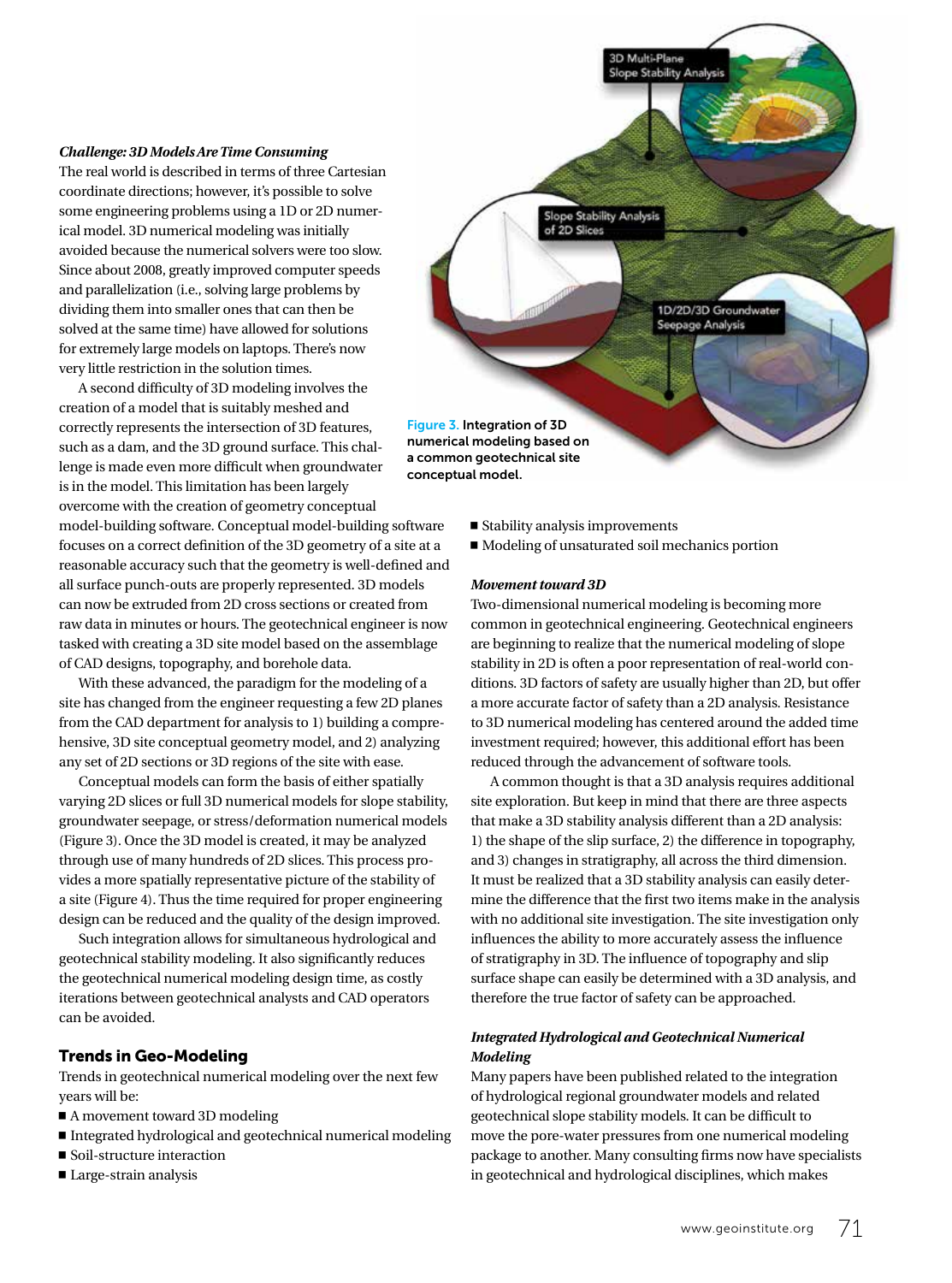***Challenge: 3D Models Are Time Consuming***

The real world is described in terms of three Cartesian coordinate directions; however, it's possible to solve some engineering problems using a 1D or 2D numerical model. 3D numerical modeling was initially avoided because the numerical solvers were too slow. Since about 2008, greatly improved computer speeds and parallelization (i.e., solving large problems by dividing them into smaller ones that can then be solved at the same time) have allowed for solutions for extremely large models on laptops. There's now very little restriction in the solution times.

A second difficulty of 3D modeling involves the creation of a model that is suitably meshed and correctly represents the intersection of 3D features, such as a dam, and the 3D ground surface. This challenge is made even more difficult when groundwater is in the model. This limitation has been largely overcome with the creation of geometry conceptual model-building software. Conceptual model-building software focuses on a correct definition of the 3D geometry of a site at a reasonable accuracy such that the geometry is well-defined and all surface punch-outs are properly represented. 3D models can now be extruded from 2D cross sections or created from raw data in minutes or hours. The geotechnical engineer is now tasked with creating a 3D site model based on the assemblage of CAD designs, topography, and borehole data.

With these advanced, the paradigm for the modeling of a site has changed from the engineer requesting a few 2D planes from the CAD department for analysis to 1) building a comprehensive, 3D site conceptual geometry model, and 2) analyzing any set of 2D sections or 3D regions of the site with ease.

Conceptual models can form the basis of either spatially varying 2D slices or full 3D numerical models for slope stability, groundwater seepage, or stress/deformation numerical models (Figure 3). Once the 3D model is created, it may be analyzed through use of many hundreds of 2D slices. This process provides a more spatially representative picture of the stability of a site (Figure 4). Thus the time required for proper engineering design can be reduced and the quality of the design improved.

Such integration allows for simultaneous hydrological and geotechnical stability modeling. It also significantly reduces the geotechnical numerical modeling design time, as costly iterations between geotechnical analysts and CAD operators can be avoided.

Figure 3. Integration of 3D numerical modeling based on a common geotechnical site conceptual model.

## Trends in Geo-Modeling

Trends in geotechnical numerical modeling over the next few years will be:

- A movement toward 3D modeling
- Integrated hydrological and geotechnical numerical modeling
- Soil-structure interaction
- Large-strain analysis
- Stability analysis improvements
- Modeling of unsaturated soil mechanics portion

***Movement toward 3D***

Two-dimensional numerical modeling is becoming more common in geotechnical engineering. Geotechnical engineers are beginning to realize that the numerical modeling of slope stability in 2D is often a poor representation of real-world conditions. 3D factors of safety are usually higher than 2D, but offer a more accurate factor of safety than a 2D analysis. Resistance to 3D numerical modeling has centered around the added time investment required; however, this additional effort has been reduced through the advancement of software tools.

A common thought is that a 3D analysis requires additional site exploration. But keep in mind that there are three aspects that make a 3D stability analysis different than a 2D analysis: 1) the shape of the slip surface, 2) the difference in topography, and 3) changes in stratigraphy, all across the third dimension. It must be realized that a 3D stability analysis can easily determine the difference that the first two items make in the analysis with no additional site investigation. The site investigation only influences the ability to more accurately assess the influence of stratigraphy in 3D. The influence of topography and slip surface shape can easily be determined with a 3D analysis, and therefore the true factor of safety can be approached.

***Integrated Hydrological and Geotechnical Numerical Modeling***

Many papers have been published related to the integration of hydrological regional groundwater models and related geotechnical slope stability models. It can be difficult to move the pore-water pressures from one numerical modeling package to another. Many consulting firms now have specialists in geotechnical and hydrological disciplines, which makes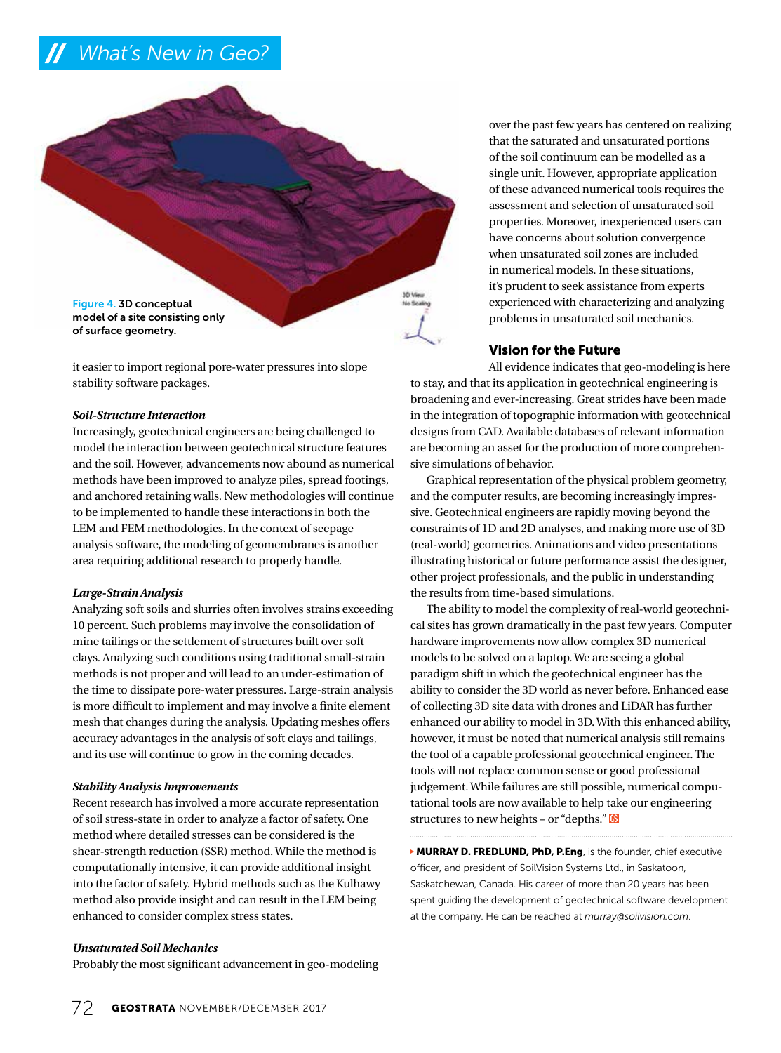## What's New in Geo?

Figure 4. 3D conceptual model of a site consisting only of surface geometry.

it easier to import regional pore-water pressures into slope stability software packages.

***Soil-Structure Interaction***

Increasingly, geotechnical engineers are being challenged to model the interaction between geotechnical structure features and the soil. However, advancements now abound as numerical methods have been improved to analyze piles, spread footings, and anchored retaining walls. New methodologies will continue to be implemented to handle these interactions in both the LEM and FEM methodologies. In the context of seepage analysis software, the modeling of geomembranes is another area requiring additional research to properly handle.

***Large-Strain Analysis***

Analyzing soft soils and slurries often involves strains exceeding 10 percent. Such problems may involve the consolidation of mine tailings or the settlement of structures built over soft clays. Analyzing such conditions using traditional small-strain methods is not proper and will lead to an under-estimation of the time to dissipate pore-water pressures. Large-strain analysis is more difficult to implement and may involve a finite element mesh that changes during the analysis. Updating meshes offers accuracy advantages in the analysis of soft clays and tailings, and its use will continue to grow in the coming decades.

***Stability Analysis Improvements***

Recent research has involved a more accurate representation of soil stress-state in order to analyze a factor of safety. One method where detailed stresses can be considered is the shear-strength reduction (SSR) method. While the method is computationally intensive, it can provide additional insight into the factor of safety. Hybrid methods such as the Kulhawy method also provide insight and can result in the LEM being enhanced to consider complex stress states.

***Unsaturated Soil Mechanics***

Probably the most significant advancement in geo-modeling over the past few years has centered on realizing that the saturated and unsaturated portions of the soil continuum can be modelled as a single unit. However, appropriate application of these advanced numerical tools requires the assessment and selection of unsaturated soil properties. Moreover, inexperienced users can have concerns about solution convergence when unsaturated soil zones are included in numerical models. In these situations, it's prudent to seek assistance from experts experienced with characterizing and analyzing problems in unsaturated soil mechanics.

### Vision for the Future

All evidence indicates that geo-modeling is here to stay, and that its application in geotechnical engineering is broadening and ever-increasing. Great strides have been made in the integration of topographic information with geotechnical designs from CAD. Available databases of relevant information are becoming an asset for the production of more comprehensive simulations of behavior.

Graphical representation of the physical problem geometry, and the computer results, are becoming increasingly impressive. Geotechnical engineers are rapidly moving beyond the constraints of 1D and 2D analyses, and making more use of 3D (real-world) geometries. Animations and video presentations illustrating historical or future performance assist the designer, other project professionals, and the public in understanding the results from time-based simulations.

The ability to model the complexity of real-world geotechnical sites has grown dramatically in the past few years. Computer hardware improvements now allow complex 3D numerical models to be solved on a laptop. We are seeing a global paradigm shift in which the geotechnical engineer has the ability to consider the 3D world as never before. Enhanced ease of collecting 3D site data with drones and LiDAR has further enhanced our ability to model in 3D. With this enhanced ability, however, it must be noted that numerical analysis still remains the tool of a capable professional geotechnical engineer. The tools will not replace common sense or good professional judgement. While failures are still possible, numerical computational tools are now available to help take our engineering structures to new heights – or "depths."

**MURRAY D. FREDLUND, PhD, P.Eng**, is the founder, chief executive officer, and president of SoilVision Systems Ltd., in Saskatoon, Saskatchewan, Canada. His career of more than 20 years has been spent guiding the development of geotechnical software development at the company. He can be reached at *murray@soilvision.com*.